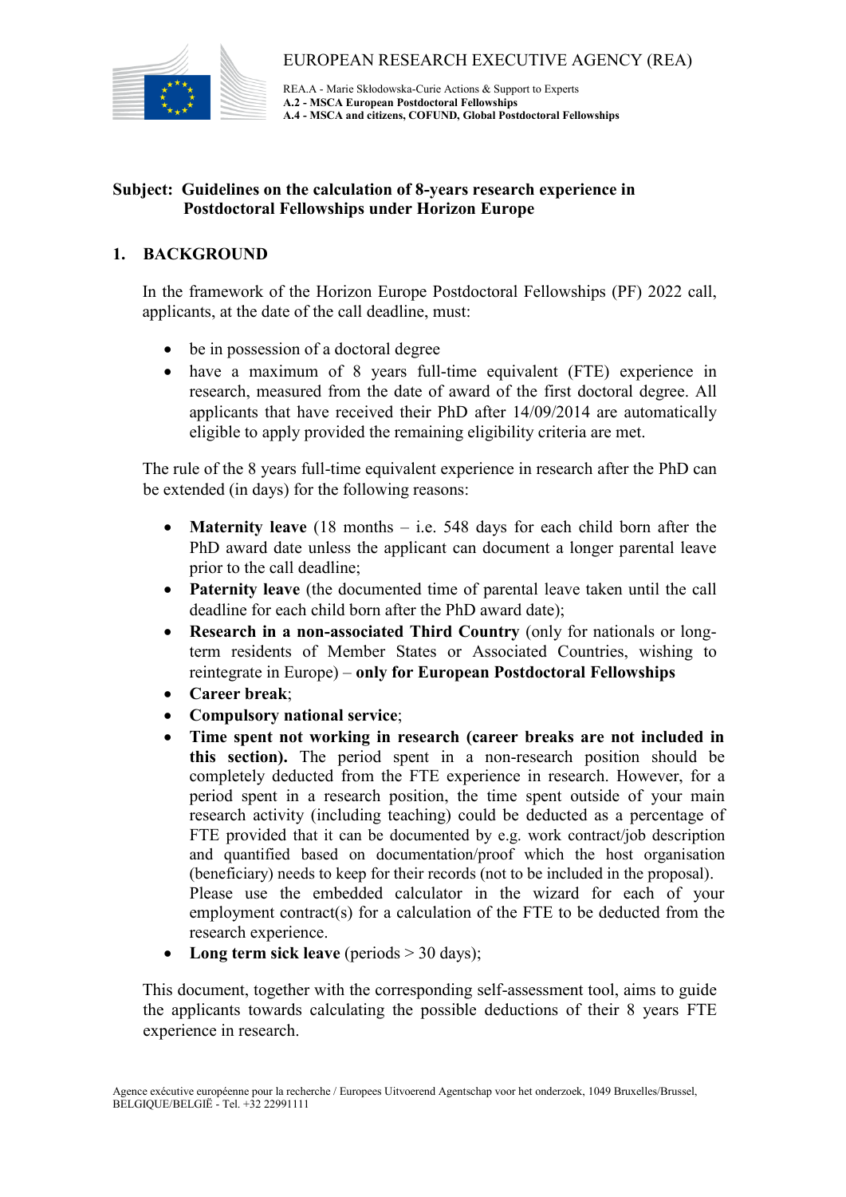EUROPEAN RESEARCH EXECUTIVE AGENCY (REA)

REA.A - Marie Skłodowska-Curie Actions & Support to Experts
**A.2 - MSCA European Postdoctoral Fellowships**
**A.4 - MSCA and citizens, COFUND, Global Postdoctoral Fellowships**

**Subject: Guidelines on the calculation of 8-years research experience in Postdoctoral Fellowships under Horizon Europe**

## 1. BACKGROUND

In the framework of the Horizon Europe Postdoctoral Fellowships (PF) 2022 call, applicants, at the date of the call deadline, must:

- be in possession of a doctoral degree
- have a maximum of 8 years full-time equivalent (FTE) experience in research, measured from the date of award of the first doctoral degree. All applicants that have received their PhD after 14/09/2014 are automatically eligible to apply provided the remaining eligibility criteria are met.

The rule of the 8 years full-time equivalent experience in research after the PhD can be extended (in days) for the following reasons:

- **Maternity leave** (18 months – i.e. 548 days for each child born after the PhD award date unless the applicant can document a longer parental leave prior to the call deadline;
- **Paternity leave** (the documented time of parental leave taken until the call deadline for each child born after the PhD award date);
- **Research in a non-associated Third Country** (only for nationals or long-term residents of Member States or Associated Countries, wishing to reintegrate in Europe) – **only for European Postdoctoral Fellowships**
- **Career break**;
- **Compulsory national service**;
- **Time spent not working in research (career breaks are not included in this section).** The period spent in a non-research position should be completely deducted from the FTE experience in research. However, for a period spent in a research position, the time spent outside of your main research activity (including teaching) could be deducted as a percentage of FTE provided that it can be documented by e.g. work contract/job description and quantified based on documentation/proof which the host organisation (beneficiary) needs to keep for their records (not to be included in the proposal). Please use the embedded calculator in the wizard for each of your employment contract(s) for a calculation of the FTE to be deducted from the research experience.
- **Long term sick leave** (periods > 30 days);

This document, together with the corresponding self-assessment tool, aims to guide the applicants towards calculating the possible deductions of their 8 years FTE experience in research.

Agence exécutive européenne pour la recherche / Europees Uitvoerend Agentschap voor het onderzoek, 1049 Bruxelles/Brussel, BELGIQUE/BELGIË - Tel. +32 22991111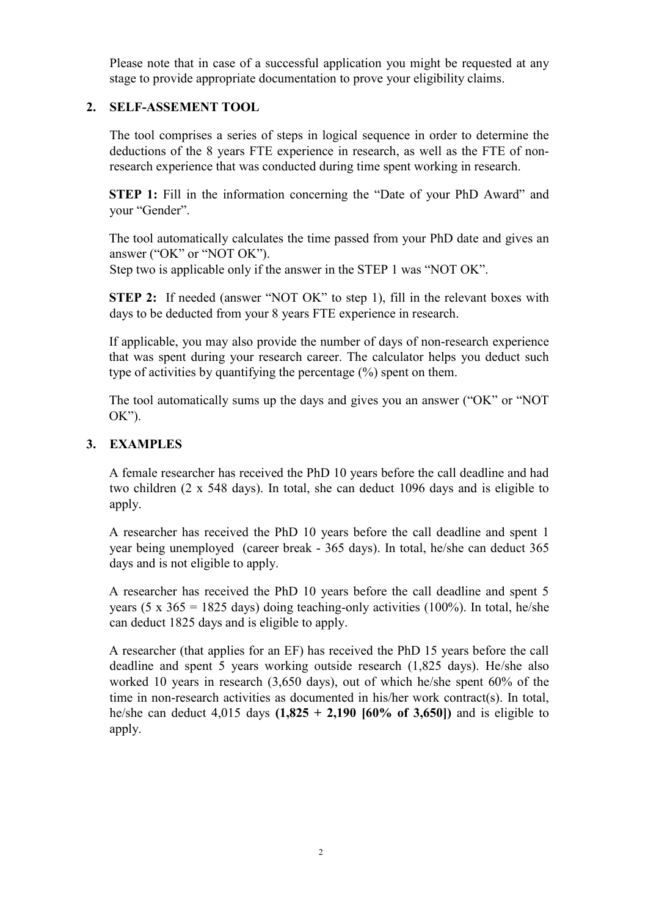Please note that in case of a successful application you might be requested at any stage to provide appropriate documentation to prove your eligibility claims.

## 2. SELF-ASSEMENT TOOL

The tool comprises a series of steps in logical sequence in order to determine the deductions of the 8 years FTE experience in research, as well as the FTE of non-research experience that was conducted during time spent working in research.

**STEP 1:** Fill in the information concerning the "Date of your PhD Award" and your "Gender".

The tool automatically calculates the time passed from your PhD date and gives an answer ("OK" or "NOT OK").
Step two is applicable only if the answer in the STEP 1 was "NOT OK".

**STEP 2:** If needed (answer "NOT OK" to step 1), fill in the relevant boxes with days to be deducted from your 8 years FTE experience in research.

If applicable, you may also provide the number of days of non-research experience that was spent during your research career. The calculator helps you deduct such type of activities by quantifying the percentage (%) spent on them.

The tool automatically sums up the days and gives you an answer ("OK" or "NOT OK").

## 3. EXAMPLES

A female researcher has received the PhD 10 years before the call deadline and had two children (2 x 548 days). In total, she can deduct 1096 days and is eligible to apply.

A researcher has received the PhD 10 years before the call deadline and spent 1 year being unemployed (career break - 365 days). In total, he/she can deduct 365 days and is not eligible to apply.

A researcher has received the PhD 10 years before the call deadline and spent 5 years (5 x 365 = 1825 days) doing teaching-only activities (100%). In total, he/she can deduct 1825 days and is eligible to apply.

A researcher (that applies for an EF) has received the PhD 15 years before the call deadline and spent 5 years working outside research (1,825 days). He/she also worked 10 years in research (3,650 days), out of which he/she spent 60% of the time in non-research activities as documented in his/her work contract(s). In total, he/she can deduct 4,015 days **(1,825 + 2,190 [60% of 3,650])** and is eligible to apply.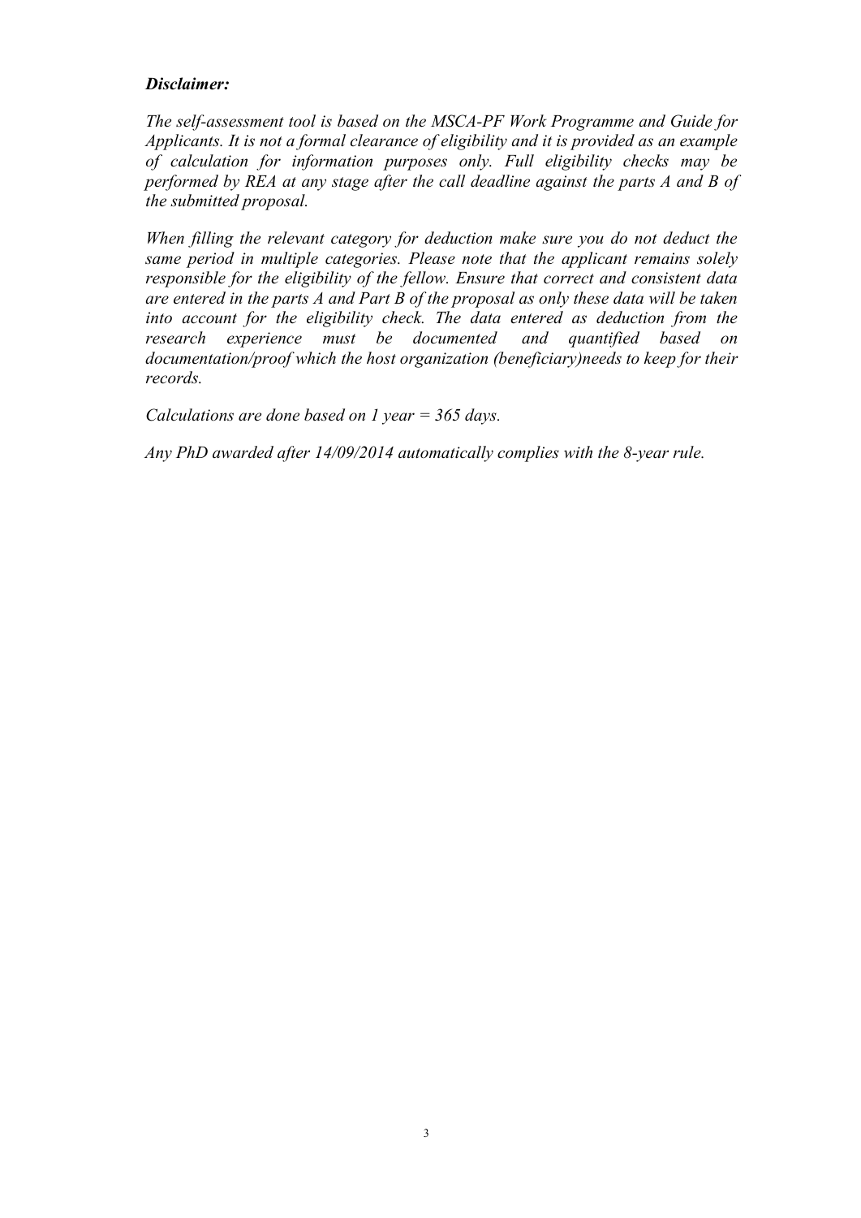***Disclaimer:***

*The self-assessment tool is based on the MSCA-PF Work Programme and Guide for Applicants. It is not a formal clearance of eligibility and it is provided as an example of calculation for information purposes only. Full eligibility checks may be performed by REA at any stage after the call deadline against the parts A and B of the submitted proposal.*

*When filling the relevant category for deduction make sure you do not deduct the same period in multiple categories. Please note that the applicant remains solely responsible for the eligibility of the fellow. Ensure that correct and consistent data are entered in the parts A and Part B of the proposal as only these data will be taken into account for the eligibility check. The data entered as deduction from the research experience must be documented and quantified based on documentation/proof which the host organization (beneficiary)needs to keep for their records.*

*Calculations are done based on 1 year = 365 days.*

*Any PhD awarded after 14/09/2014 automatically complies with the 8-year rule.*